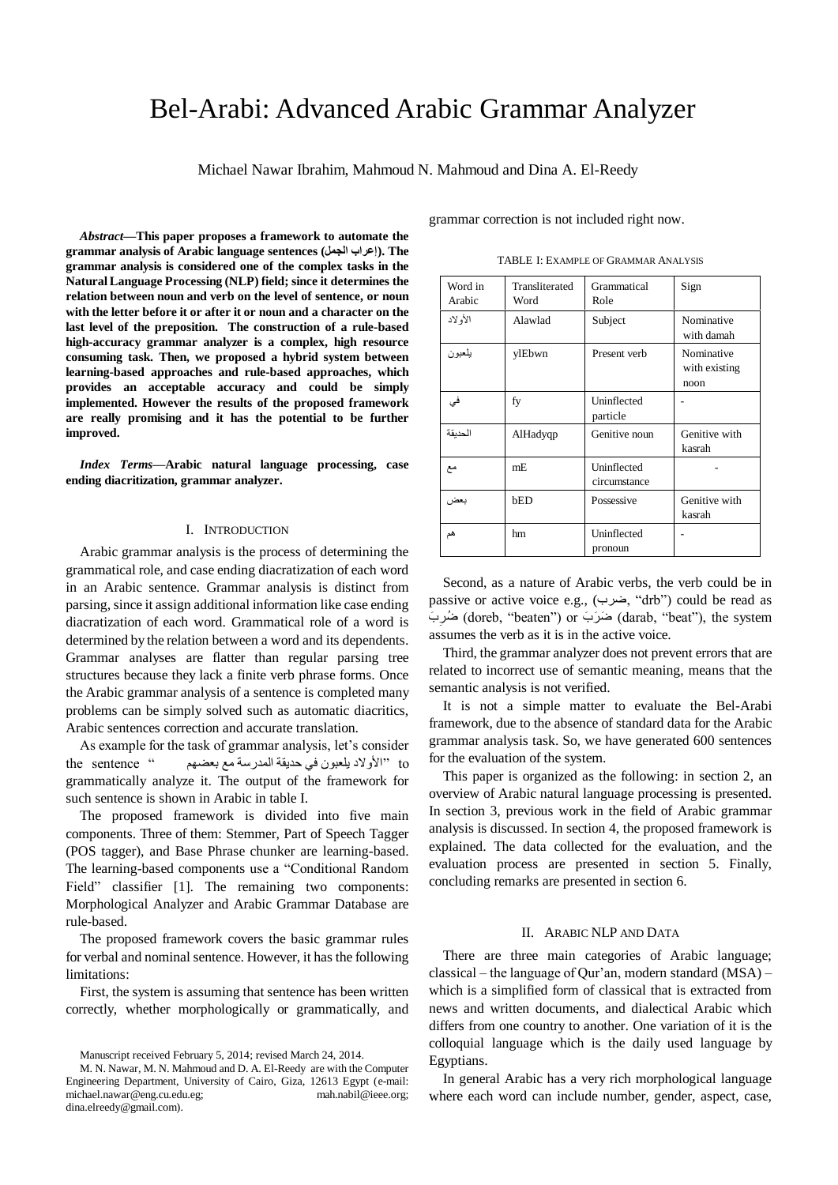# Bel-Arabi: Advanced Arabic Grammar Analyzer

Michael Nawar Ibrahim, Mahmoud N. Mahmoud and Dina A. El-Reedy

***Abstract*—This paper proposes a framework to automate the grammar analysis of Arabic language sentences (إعراب الجمل). The grammar analysis is considered one of the complex tasks in the Natural Language Processing (NLP) field; since it determines the relation between noun and verb on the level of sentence, or noun with the letter before it or after it or noun and a character on the last level of the preposition. The construction of a rule-based high-accuracy grammar analyzer is a complex, high resource consuming task. Then, we proposed a hybrid system between learning-based approaches and rule-based approaches, which provides an acceptable accuracy and could be simply implemented. However the results of the proposed framework are really promising and it has the potential to be further improved.**

***Index Terms*—Arabic natural language processing, case ending diacritization, grammar analyzer.**

## I. Introduction

Arabic grammar analysis is the process of determining the grammatical role, and case ending diacratization of each word in an Arabic sentence. Grammar analysis is distinct from parsing, since it assign additional information like case ending diacratization of each word. Grammatical role of a word is determined by the relation between a word and its dependents. Grammar analyses are flatter than regular parsing tree structures because they lack a finite verb phrase forms. Once the Arabic grammar analysis of a sentence is completed many problems can be simply solved such as automatic diacritics, Arabic sentences correction and accurate translation.

As example for the task of grammar analysis, let's consider the sentence "الأولاد يلعبون في حديقة المدرسة مع بعضهم" to grammatically analyze it. The output of the framework for such sentence is shown in Arabic in table I.

The proposed framework is divided into five main components. Three of them: Stemmer, Part of Speech Tagger (POS tagger), and Base Phrase chunker are learning-based. The learning-based components use a "Conditional Random Field" classifier [1]. The remaining two components: Morphological Analyzer and Arabic Grammar Database are rule-based.

The proposed framework covers the basic grammar rules for verbal and nominal sentence. However, it has the following limitations:

First, the system is assuming that sentence has been written correctly, whether morphologically or grammatically, and grammar correction is not included right now.

TABLE I: Example of Grammar Analysis

| Word in Arabic | Transliterated Word | Grammatical Role | Sign |
|---|---|---|---|
| الأولاد | Alawlad | Subject | Nominative with damah |
| يلعبون | ylEbwn | Present verb | Nominative with existing noon |
| في | fy | Uninflected particle | - |
| الحديقة | AlHadyqp | Genitive noun | Genitive with kasrah |
| مع | mE | Uninflected circumstance | - |
| بعض | bED | Possessive | Genitive with kasrah |
| هم | hm | Uninflected pronoun | - |

Second, as a nature of Arabic verbs, the verb could be in passive or active voice e.g., (ضرب, "drb") could be read as ضُرِبَ (doreb, "beaten") or ضَرَبَ (darab, "beat"), the system assumes the verb as it is in the active voice.

Third, the grammar analyzer does not prevent errors that are related to incorrect use of semantic meaning, means that the semantic analysis is not verified.

It is not a simple matter to evaluate the Bel-Arabi framework, due to the absence of standard data for the Arabic grammar analysis task. So, we have generated 600 sentences for the evaluation of the system.

This paper is organized as the following: in section 2, an overview of Arabic natural language processing is presented. In section 3, previous work in the field of Arabic grammar analysis is discussed. In section 4, the proposed framework is explained. The data collected for the evaluation, and the evaluation process are presented in section 5. Finally, concluding remarks are presented in section 6.

## II. Arabic NLP and Data

There are three main categories of Arabic language; classical – the language of Qur'an, modern standard (MSA) – which is a simplified form of classical that is extracted from news and written documents, and dialectical Arabic which differs from one country to another. One variation of it is the colloquial language which is the daily used language by Egyptians.

In general Arabic has a very rich morphological language where each word can include number, gender, aspect, case,

Manuscript received February 5, 2014; revised March 24, 2014.

M. N. Nawar, M. N. Mahmoud and D. A. El-Reedy are with the Computer Engineering Department, University of Cairo, Giza, 12613 Egypt (e-mail: michael.nawar@eng.cu.edu.eg; mah.nabil@ieee.org; dina.elreedy@gmail.com).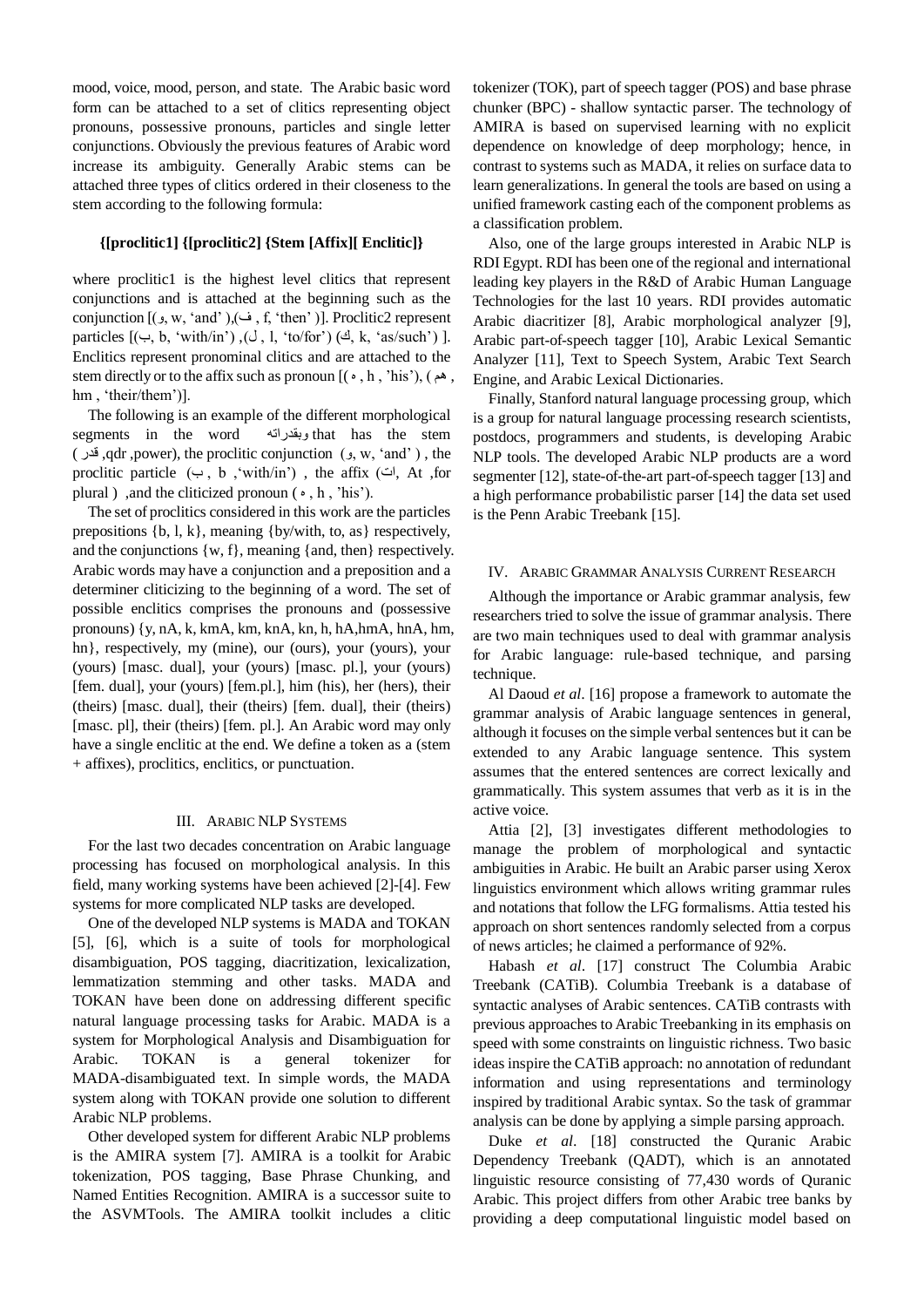mood, voice, mood, person, and state. The Arabic basic word form can be attached to a set of clitics representing object pronouns, possessive pronouns, particles and single letter conjunctions. Obviously the previous features of Arabic word increase its ambiguity. Generally Arabic stems can be attached three types of clitics ordered in their closeness to the stem according to the following formula:

**{[proclitic1] {[proclitic2] {Stem [Affix][ Enclitic]}**

where proclitic1 is the highest level clitics that represent conjunctions and is attached at the beginning such as the conjunction [(و, w, 'and'),(ف , f, 'then' )]. Proclitic2 represent particles [(ب, b, 'with/in') ,(ل , l, 'to/for') (ك, k, 'as/such') ]. Enclitics represent pronominal clitics and are attached to the stem directly or to the affix such as pronoun [( ه , h , 'his'), ( هم , hm , 'their/them')].

The following is an example of the different morphological segments in the word وبقدراته that has the stem ( قدر ,qdr ,power), the proclitic conjunction (و, w, 'and' ) , the proclitic particle (ب , b ,'with/in') , the affix (ات, At ,for plural ) ,and the cliticized pronoun ( ه , h , 'his').

The set of proclitics considered in this work are the particles prepositions {b, l, k}, meaning {by/with, to, as} respectively, and the conjunctions {w, f}, meaning {and, then} respectively. Arabic words may have a conjunction and a preposition and a determiner cliticizing to the beginning of a word. The set of possible enclitics comprises the pronouns and (possessive pronouns) {y, nA, k, kmA, km, knA, kn, h, hA,hmA, hnA, hm, hn}, respectively, my (mine), our (ours), your (yours), your (yours) [masc. dual], your (yours) [masc. pl.], your (yours) [fem. dual], your (yours) [fem.pl.], him (his), her (hers), their (theirs) [masc. dual], their (theirs) [fem. dual], their (theirs) [masc. pl], their (theirs) [fem. pl.]. An Arabic word may only have a single enclitic at the end. We define a token as a (stem + affixes), proclitics, enclitics, or punctuation.

## III. Arabic NLP Systems

For the last two decades concentration on Arabic language processing has focused on morphological analysis. In this field, many working systems have been achieved [2]-[4]. Few systems for more complicated NLP tasks are developed.

One of the developed NLP systems is MADA and TOKAN [5], [6], which is a suite of tools for morphological disambiguation, POS tagging, diacritization, lexicalization, lemmatization stemming and other tasks. MADA and TOKAN have been done on addressing different specific natural language processing tasks for Arabic. MADA is a system for Morphological Analysis and Disambiguation for Arabic. TOKAN is a general tokenizer for MADA-disambiguated text. In simple words, the MADA system along with TOKAN provide one solution to different Arabic NLP problems.

Other developed system for different Arabic NLP problems is the AMIRA system [7]. AMIRA is a toolkit for Arabic tokenization, POS tagging, Base Phrase Chunking, and Named Entities Recognition. AMIRA is a successor suite to the ASVMTools. The AMIRA toolkit includes a clitic tokenizer (TOK), part of speech tagger (POS) and base phrase chunker (BPC) - shallow syntactic parser. The technology of AMIRA is based on supervised learning with no explicit dependence on knowledge of deep morphology; hence, in contrast to systems such as MADA, it relies on surface data to learn generalizations. In general the tools are based on using a unified framework casting each of the component problems as a classification problem.

Also, one of the large groups interested in Arabic NLP is RDI Egypt. RDI has been one of the regional and international leading key players in the R&D of Arabic Human Language Technologies for the last 10 years. RDI provides automatic Arabic diacritizer [8], Arabic morphological analyzer [9], Arabic part-of-speech tagger [10], Arabic Lexical Semantic Analyzer [11], Text to Speech System, Arabic Text Search Engine, and Arabic Lexical Dictionaries.

Finally, Stanford natural language processing group, which is a group for natural language processing research scientists, postdocs, programmers and students, is developing Arabic NLP tools. The developed Arabic NLP products are a word segmenter [12], state-of-the-art part-of-speech tagger [13] and a high performance probabilistic parser [14] the data set used is the Penn Arabic Treebank [15].

## IV. Arabic Grammar Analysis Current Research

Although the importance or Arabic grammar analysis, few researchers tried to solve the issue of grammar analysis. There are two main techniques used to deal with grammar analysis for Arabic language: rule-based technique, and parsing technique.

Al Daoud *et al*. [16] propose a framework to automate the grammar analysis of Arabic language sentences in general, although it focuses on the simple verbal sentences but it can be extended to any Arabic language sentence. This system assumes that the entered sentences are correct lexically and grammatically. This system assumes that verb as it is in the active voice.

Attia [2], [3] investigates different methodologies to manage the problem of morphological and syntactic ambiguities in Arabic. He built an Arabic parser using Xerox linguistics environment which allows writing grammar rules and notations that follow the LFG formalisms. Attia tested his approach on short sentences randomly selected from a corpus of news articles; he claimed a performance of 92%.

Habash *et al*. [17] construct The Columbia Arabic Treebank (CATiB). Columbia Treebank is a database of syntactic analyses of Arabic sentences. CATiB contrasts with previous approaches to Arabic Treebanking in its emphasis on speed with some constraints on linguistic richness. Two basic ideas inspire the CATiB approach: no annotation of redundant information and using representations and terminology inspired by traditional Arabic syntax. So the task of grammar analysis can be done by applying a simple parsing approach.

Duke *et al*. [18] constructed the Quranic Arabic Dependency Treebank (QADT), which is an annotated linguistic resource consisting of 77,430 words of Quranic Arabic. This project differs from other Arabic tree banks by providing a deep computational linguistic model based on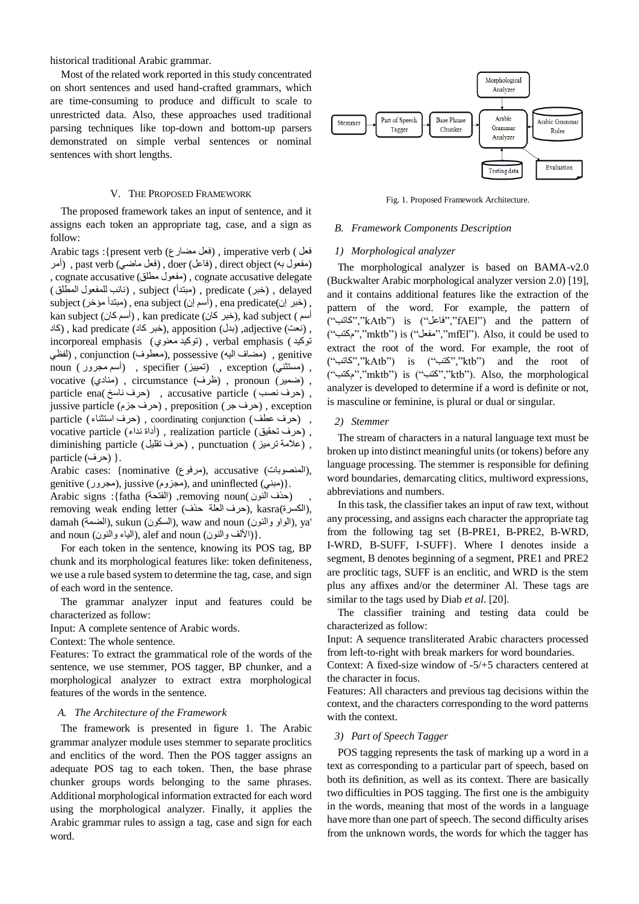historical traditional Arabic grammar.

Most of the related work reported in this study concentrated on short sentences and used hand-crafted grammars, which are time-consuming to produce and difficult to scale to unrestricted data. Also, these approaches used traditional parsing techniques like top-down and bottom-up parsers demonstrated on simple verbal sentences or nominal sentences with short lengths.

## V. The Proposed Framework

The proposed framework takes an input of sentence, and it assigns each token an appropriate tag, case, and a sign as follow:

Arabic tags :{present verb (فعل مضارع) , imperative verb (فعل أمر) , past verb (فعل ماضي) , doer (فاعل) , direct object (مفعول به) , cognate accusative (مفعول مطلق) , cognate accusative delegate (نائب للمفعول المطلق) , subject (مبتدأ) , predicate (خبر) , delayed subject (مبتدأ مؤخر) , ena subject (أسم إن) , ena predicate(خبر إن) , kan subject (أسم كان) , kan predicate (خبر كان), kad subject (أسم كاد) , kad predicate (خبر كاد), apposition (بدل) ,adjective (نعت) , incorporeal emphasis (توكيد معنوي) , verbal emphasis (توكيد لفظي) , conjunction (معطوف), possessive (مضاف اليه) , genitive noun (أسم مجرور) , specifier (تمييز) , exception (مستثنى) , vocative (منادي) , circumstance (ظرف) , pronoun (ضمير) , particle ena(حرف ناسخ) , accusative particle (حرف نصب) , jussive particle (حرف جزم) , preposition (حرف جر) , exception particle (حرف استثناء) , coordinating conjunction (حرف عطف) , vocative particle (أداة نداء) , realization particle (حرف تحقيق) , diminishing particle (حرف تقليل) , punctuation (علامة ترميز) , particle (حرف) }.

Arabic cases: {nominative (مرفوع), accusative (المنصوبات), genitive (مجرور), jussive (مجزوم), and uninflected (مبني)}.

Arabic signs :{fatha (الفتحة) ,removing noun(حذف النون) , removing weak ending letter (حذف حرف العلة), kasra(الكسرة), damah (الضمة), sukun (السكون), waw and noun (الواو والنون), ya' and noun (الياء والنون), alef and noun (الألف والنون)}.

For each token in the sentence, knowing its POS tag, BP chunk and its morphological features like: token definiteness, we use a rule based system to determine the tag, case, and sign of each word in the sentence.

The grammar analyzer input and features could be characterized as follow:

Input: A complete sentence of Arabic words.

Context: The whole sentence.

Features: To extract the grammatical role of the words of the sentence, we use stemmer, POS tagger, BP chunker, and a morphological analyzer to extract extra morphological features of the words in the sentence.

### A. *The Architecture of the Framework*

The framework is presented in figure 1. The Arabic grammar analyzer module uses stemmer to separate proclitics and enclitics of the word. Then the POS tagger assigns an adequate POS tag to each token. Then, the base phrase chunker groups words belonging to the same phrases. Additional morphological information extracted for each word using the morphological analyzer. Finally, it applies the Arabic grammar rules to assign a tag, case and sign for each word.

Fig. 1. Proposed Framework Architecture.

### B. *Framework Components Description*

#### 1) *Morphological analyzer*

The morphological analyzer is based on BAMA-v2.0 (Buckwalter Arabic morphological analyzer version 2.0) [19], and it contains additional features like the extraction of the pattern of the word. For example, the pattern of ("كاتب","kAtb") is ("فاعل","fAEl") and the pattern of ("مكتب","mktb") is ("مفعل","mfEl"). Also, it could be used to extract the root of the word. For example, the root of ("كاتب","kAtb") is ("كتب","ktb") and the root of ("مكتب","mktb") is ("كتب","ktb"). Also, the morphological analyzer is developed to determine if a word is definite or not, is masculine or feminine, is plural or dual or singular.

#### 2) *Stemmer*

The stream of characters in a natural language text must be broken up into distinct meaningful units (or tokens) before any language processing. The stemmer is responsible for defining word boundaries, demarcating clitics, multiword expressions, abbreviations and numbers.

In this task, the classifier takes an input of raw text, without any processing, and assigns each character the appropriate tag from the following tag set {B-PRE1, B-PRE2, B-WRD, I-WRD, B-SUFF, I-SUFF}. Where I denotes inside a segment, B denotes beginning of a segment, PRE1 and PRE2 are proclitic tags, SUFF is an enclitic, and WRD is the stem plus any affixes and/or the determiner Al. These tags are similar to the tags used by Diab *et al.* [20].

The classifier training and testing data could be characterized as follow:

Input: A sequence transliterated Arabic characters processed from left-to-right with break markers for word boundaries.

Context: A fixed-size window of -5/+5 characters centered at the character in focus.

Features: All characters and previous tag decisions within the context, and the characters corresponding to the word patterns with the context.

#### 3) *Part of Speech Tagger*

POS tagging represents the task of marking up a word in a text as corresponding to a particular part of speech, based on both its definition, as well as its context. There are basically two difficulties in POS tagging. The first one is the ambiguity in the words, meaning that most of the words in a language have more than one part of speech. The second difficulty arises from the unknown words, the words for which the tagger has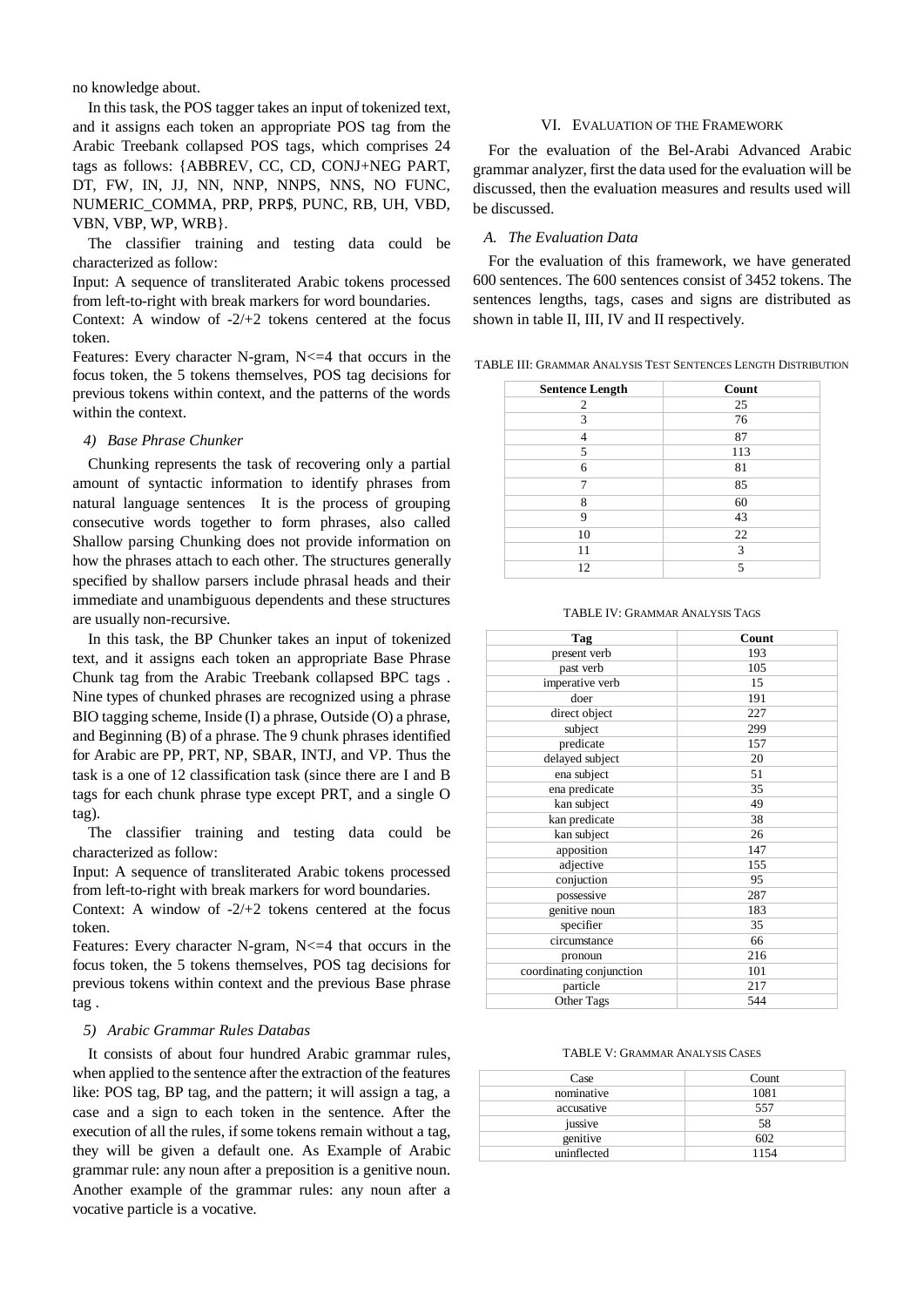no knowledge about.

In this task, the POS tagger takes an input of tokenized text, and it assigns each token an appropriate POS tag from the Arabic Treebank collapsed POS tags, which comprises 24 tags as follows: {ABBREV, CC, CD, CONJ+NEG PART, DT, FW, IN, JJ, NN, NNP, NNPS, NNS, NO FUNC, NUMERIC_COMMA, PRP, PRP$, PUNC, RB, UH, VBD, VBN, VBP, WP, WRB}.

The classifier training and testing data could be characterized as follow:

Input: A sequence of transliterated Arabic tokens processed from left-to-right with break markers for word boundaries.

Context: A window of -2/+2 tokens centered at the focus token.

Features: Every character N-gram, N<=4 that occurs in the focus token, the 5 tokens themselves, POS tag decisions for previous tokens within context, and the patterns of the words within the context.

#### 4) Base Phrase Chunker

Chunking represents the task of recovering only a partial amount of syntactic information to identify phrases from natural language sentences It is the process of grouping consecutive words together to form phrases, also called Shallow parsing Chunking does not provide information on how the phrases attach to each other. The structures generally specified by shallow parsers include phrasal heads and their immediate and unambiguous dependents and these structures are usually non-recursive.

In this task, the BP Chunker takes an input of tokenized text, and it assigns each token an appropriate Base Phrase Chunk tag from the Arabic Treebank collapsed BPC tags . Nine types of chunked phrases are recognized using a phrase BIO tagging scheme, Inside (I) a phrase, Outside (O) a phrase, and Beginning (B) of a phrase. The 9 chunk phrases identified for Arabic are PP, PRT, NP, SBAR, INTJ, and VP. Thus the task is a one of 12 classification task (since there are I and B tags for each chunk phrase type except PRT, and a single O tag).

The classifier training and testing data could be characterized as follow:

Input: A sequence of transliterated Arabic tokens processed from left-to-right with break markers for word boundaries.

Context: A window of -2/+2 tokens centered at the focus token.

Features: Every character N-gram, N<=4 that occurs in the focus token, the 5 tokens themselves, POS tag decisions for previous tokens within context and the previous Base phrase tag .

#### 5) Arabic Grammar Rules Databas

It consists of about four hundred Arabic grammar rules, when applied to the sentence after the extraction of the features like: POS tag, BP tag, and the pattern; it will assign a tag, a case and a sign to each token in the sentence. After the execution of all the rules, if some tokens remain without a tag, they will be given a default one. As Example of Arabic grammar rule: any noun after a preposition is a genitive noun. Another example of the grammar rules: any noun after a vocative particle is a vocative.

## VI. Evaluation of the Framework

For the evaluation of the Bel-Arabi Advanced Arabic grammar analyzer, first the data used for the evaluation will be discussed, then the evaluation measures and results used will be discussed.

### A. The Evaluation Data

For the evaluation of this framework, we have generated 600 sentences. The 600 sentences consist of 3452 tokens. The sentences lengths, tags, cases and signs are distributed as shown in table II, III, IV and II respectively.

TABLE III: Grammar Analysis Test Sentences Length Distribution

| Sentence Length | Count |
|---|---|
| 2 | 25 |
| 3 | 76 |
| 4 | 87 |
| 5 | 113 |
| 6 | 81 |
| 7 | 85 |
| 8 | 60 |
| 9 | 43 |
| 10 | 22 |
| 11 | 3 |
| 12 | 5 |

TABLE IV: Grammar Analysis Tags

| Tag | Count |
|---|---|
| present verb | 193 |
| past verb | 105 |
| imperative verb | 15 |
| doer | 191 |
| direct object | 227 |
| subject | 299 |
| predicate | 157 |
| delayed subject | 20 |
| ena subject | 51 |
| ena predicate | 35 |
| kan subject | 49 |
| kan predicate | 38 |
| kan subject | 26 |
| apposition | 147 |
| adjective | 155 |
| conjuction | 95 |
| possessive | 287 |
| genitive noun | 183 |
| specifier | 35 |
| circumstance | 66 |
| pronoun | 216 |
| coordinating conjunction | 101 |
| particle | 217 |
| Other Tags | 544 |

TABLE V: Grammar Analysis Cases

| Case | Count |
|---|---|
| nominative | 1081 |
| accusative | 557 |
| jussive | 58 |
| genitive | 602 |
| uninflected | 1154 |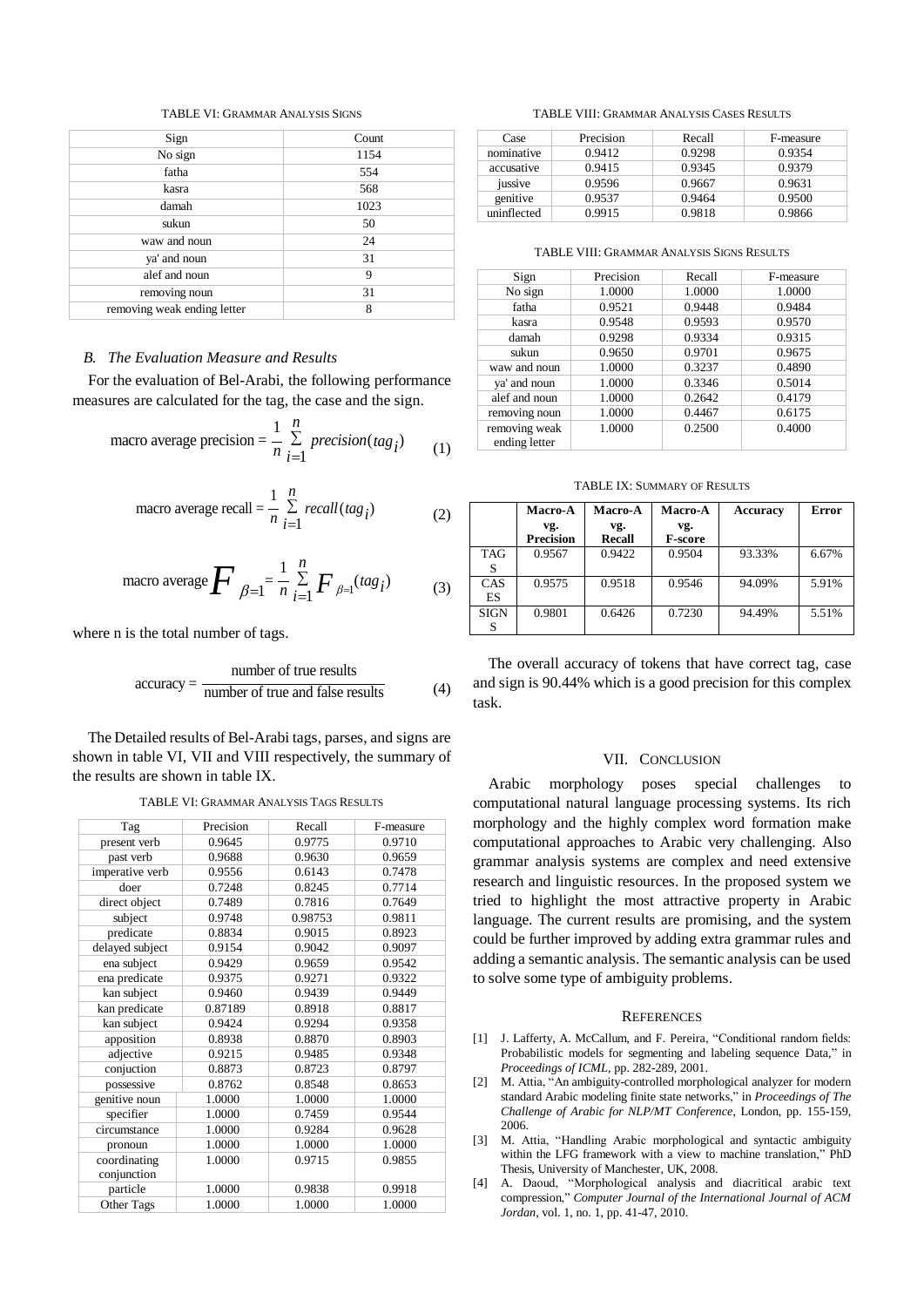TABLE VI: GRAMMAR ANALYSIS SIGNS

| Sign | Count |
|---|---|
| No sign | 1154 |
| fatha | 554 |
| kasra | 568 |
| damah | 1023 |
| sukun | 50 |
| waw and noun | 24 |
| ya' and noun | 31 |
| alef and noun | 9 |
| removing noun | 31 |
| removing weak ending letter | 8 |

### *B. The Evaluation Measure and Results*

For the evaluation of Bel-Arabi, the following performance measures are calculated for the tag, the case and the sign.

$$\text{macro average precision} = \frac{1}{n}\sum_{i=1}^{n} precision(tag_i) \qquad (1)$$

$$\text{macro average recall} = \frac{1}{n}\sum_{i=1}^{n} recall(tag_i) \qquad (2)$$

$$\text{macro average } F_{\beta=1} = \frac{1}{n}\sum_{i=1}^{n} F_{\beta=1}(tag_i) \qquad (3)$$

where n is the total number of tags.

$$\text{accuracy} = \frac{\text{number of true results}}{\text{number of true and false results}} \qquad (4)$$

The Detailed results of Bel-Arabi tags, parses, and signs are shown in table VI, VII and VIII respectively, the summary of the results are shown in table IX.

TABLE VI: GRAMMAR ANALYSIS TAGS RESULTS

| Tag | Precision | Recall | F-measure |
|---|---|---|---|
| present verb | 0.9645 | 0.9775 | 0.9710 |
| past verb | 0.9688 | 0.9630 | 0.9659 |
| imperative verb | 0.9556 | 0.6143 | 0.7478 |
| doer | 0.7248 | 0.8245 | 0.7714 |
| direct object | 0.7489 | 0.7816 | 0.7649 |
| subject | 0.9748 | 0.98753 | 0.9811 |
| predicate | 0.8834 | 0.9015 | 0.8923 |
| delayed subject | 0.9154 | 0.9042 | 0.9097 |
| ena subject | 0.9429 | 0.9659 | 0.9542 |
| ena predicate | 0.9375 | 0.9271 | 0.9322 |
| kan subject | 0.9460 | 0.9439 | 0.9449 |
| kan predicate | 0.87189 | 0.8918 | 0.8817 |
| kan subject | 0.9424 | 0.9294 | 0.9358 |
| apposition | 0.8938 | 0.8870 | 0.8903 |
| adjective | 0.9215 | 0.9485 | 0.9348 |
| conjuction | 0.8873 | 0.8723 | 0.8797 |
| possessive | 0.8762 | 0.8548 | 0.8653 |
| genitive noun | 1.0000 | 1.0000 | 1.0000 |
| specifier | 1.0000 | 0.7459 | 0.9544 |
| circumstance | 1.0000 | 0.9284 | 0.9628 |
| pronoun | 1.0000 | 1.0000 | 1.0000 |
| coordinating conjunction | 1.0000 | 0.9715 | 0.9855 |
| particle | 1.0000 | 0.9838 | 0.9918 |
| Other Tags | 1.0000 | 1.0000 | 1.0000 |

TABLE VIII: GRAMMAR ANALYSIS CASES RESULTS

| Case | Precision | Recall | F-measure |
|---|---|---|---|
| nominative | 0.9412 | 0.9298 | 0.9354 |
| accusative | 0.9415 | 0.9345 | 0.9379 |
| jussive | 0.9596 | 0.9667 | 0.9631 |
| genitive | 0.9537 | 0.9464 | 0.9500 |
| uninflected | 0.9915 | 0.9818 | 0.9866 |

TABLE VIII: GRAMMAR ANALYSIS SIGNS RESULTS

| Sign | Precision | Recall | F-measure |
|---|---|---|---|
| No sign | 1.0000 | 1.0000 | 1.0000 |
| fatha | 0.9521 | 0.9448 | 0.9484 |
| kasra | 0.9548 | 0.9593 | 0.9570 |
| damah | 0.9298 | 0.9334 | 0.9315 |
| sukun | 0.9650 | 0.9701 | 0.9675 |
| waw and noun | 1.0000 | 0.3237 | 0.4890 |
| ya' and noun | 1.0000 | 0.3346 | 0.5014 |
| alef and noun | 1.0000 | 0.2642 | 0.4179 |
| removing noun | 1.0000 | 0.4467 | 0.6175 |
| removing weak ending letter | 1.0000 | 0.2500 | 0.4000 |

TABLE IX: SUMMARY OF RESULTS

| | **Macro-Avg. Precision** | **Macro-Avg. Recall** | **Macro-Avg. F-score** | **Accuracy** | **Error** |
|---|---|---|---|---|---|
| TAGS | 0.9567 | 0.9422 | 0.9504 | 93.33% | 6.67% |
| CASES | 0.9575 | 0.9518 | 0.9546 | 94.09% | 5.91% |
| SIGNS | 0.9801 | 0.6426 | 0.7230 | 94.49% | 5.51% |

The overall accuracy of tokens that have correct tag, case and sign is 90.44% which is a good precision for this complex task.

## VII. CONCLUSION

Arabic morphology poses special challenges to computational natural language processing systems. Its rich morphology and the highly complex word formation make computational approaches to Arabic very challenging. Also grammar analysis systems are complex and need extensive research and linguistic resources. In the proposed system we tried to highlight the most attractive property in Arabic language. The current results are promising, and the system could be further improved by adding extra grammar rules and adding a semantic analysis. The semantic analysis can be used to solve some type of ambiguity problems.

## REFERENCES

[1] J. Lafferty, A. McCallum, and F. Pereira, "Conditional random fields: Probabilistic models for segmenting and labeling sequence Data," in *Proceedings of ICML*, pp. 282-289, 2001.

[2] M. Attia, "An ambiguity-controlled morphological analyzer for modern standard Arabic modeling finite state networks," in *Proceedings of The Challenge of Arabic for NLP/MT Conference*, London, pp. 155-159, 2006.

[3] M. Attia, "Handling Arabic morphological and syntactic ambiguity within the LFG framework with a view to machine translation," PhD Thesis, University of Manchester, UK, 2008.

[4] A. Daoud, "Morphological analysis and diacritical arabic text compression," *Computer Journal of the International Journal of ACM Jordan*, vol. 1, no. 1, pp. 41-47, 2010.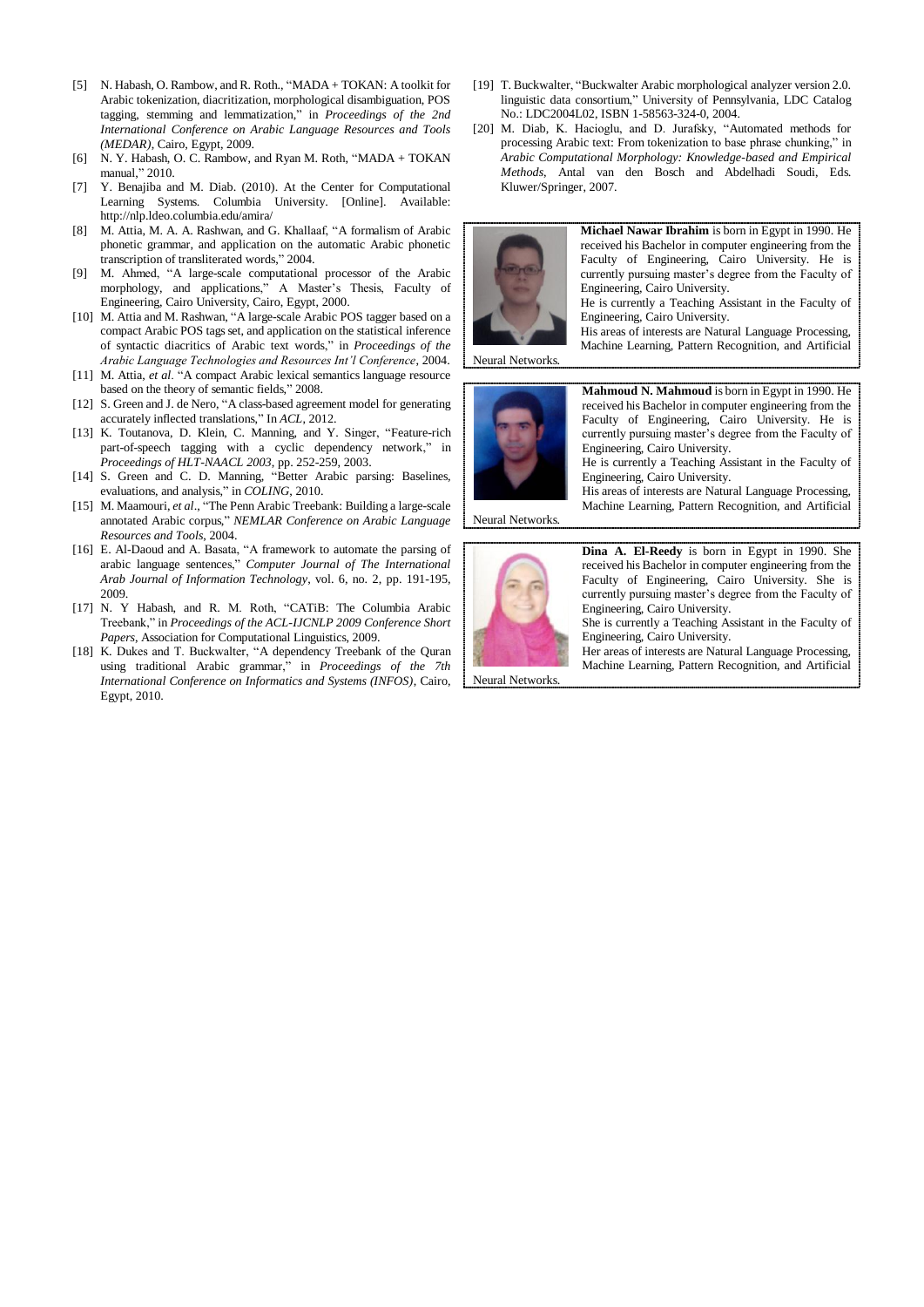[5] N. Habash, O. Rambow, and R. Roth., "MADA + TOKAN: A toolkit for Arabic tokenization, diacritization, morphological disambiguation, POS tagging, stemming and lemmatization," in *Proceedings of the 2nd International Conference on Arabic Language Resources and Tools (MEDAR)*, Cairo, Egypt, 2009.

[6] N. Y. Habash, O. C. Rambow, and Ryan M. Roth, "MADA + TOKAN manual," 2010.

[7] Y. Benajiba and M. Diab. (2010). At the Center for Computational Learning Systems. Columbia University. [Online]. Available: http://nlp.ldeo.columbia.edu/amira/

[8] M. Attia, M. A. A. Rashwan, and G. Khallaaf, "A formalism of Arabic phonetic grammar, and application on the automatic Arabic phonetic transcription of transliterated words," 2004.

[9] M. Ahmed, "A large-scale computational processor of the Arabic morphology, and applications," A Master's Thesis, Faculty of Engineering, Cairo University, Cairo, Egypt, 2000.

[10] M. Attia and M. Rashwan, "A large-scale Arabic POS tagger based on a compact Arabic POS tags set, and application on the statistical inference of syntactic diacritics of Arabic text words," in *Proceedings of the Arabic Language Technologies and Resources Int'l Conference*, 2004.

[11] M. Attia, *et al*. "A compact Arabic lexical semantics language resource based on the theory of semantic fields," 2008.

[12] S. Green and J. de Nero, "A class-based agreement model for generating accurately inflected translations," In *ACL*, 2012.

[13] K. Toutanova, D. Klein, C. Manning, and Y. Singer, "Feature-rich part-of-speech tagging with a cyclic dependency network," in *Proceedings of HLT-NAACL 2003*, pp. 252-259, 2003.

[14] S. Green and C. D. Manning, "Better Arabic parsing: Baselines, evaluations, and analysis," in *COLING*, 2010.

[15] M. Maamouri, *et al*., "The Penn Arabic Treebank: Building a large-scale annotated Arabic corpus," *NEMLAR Conference on Arabic Language Resources and Tools*, 2004.

[16] E. Al-Daoud and A. Basata, "A framework to automate the parsing of arabic language sentences," *Computer Journal of The International Arab Journal of Information Technology*, vol. 6, no. 2, pp. 191-195, 2009.

[17] N. Y Habash, and R. M. Roth, "CATiB: The Columbia Arabic Treebank," in *Proceedings of the ACL-IJCNLP 2009 Conference Short Papers*, Association for Computational Linguistics, 2009.

[18] K. Dukes and T. Buckwalter, "A dependency Treebank of the Quran using traditional Arabic grammar," in *Proceedings of the 7th International Conference on Informatics and Systems (INFOS)*, Cairo, Egypt, 2010.

[19] T. Buckwalter, "Buckwalter Arabic morphological analyzer version 2.0. linguistic data consortium," University of Pennsylvania, LDC Catalog No.: LDC2004L02, ISBN 1-58563-324-0, 2004.

[20] M. Diab, K. Hacioglu, and D. Jurafsky, "Automated methods for processing Arabic text: From tokenization to base phrase chunking," in *Arabic Computational Morphology: Knowledge-based and Empirical Methods*, Antal van den Bosch and Abdelhadi Soudi, Eds. Kluwer/Springer, 2007.

**Michael Nawar Ibrahim** is born in Egypt in 1990. He received his Bachelor in computer engineering from the Faculty of Engineering, Cairo University. He is currently pursuing master's degree from the Faculty of Engineering, Cairo University.
He is currently a Teaching Assistant in the Faculty of Engineering, Cairo University.
His areas of interests are Natural Language Processing, Machine Learning, Pattern Recognition, and Artificial Neural Networks.

**Mahmoud N. Mahmoud** is born in Egypt in 1990. He received his Bachelor in computer engineering from the Faculty of Engineering, Cairo University. He is currently pursuing master's degree from the Faculty of Engineering, Cairo University.
He is currently a Teaching Assistant in the Faculty of Engineering, Cairo University.
His areas of interests are Natural Language Processing, Machine Learning, Pattern Recognition, and Artificial Neural Networks.

**Dina A. El-Reedy** is born in Egypt in 1990. She received his Bachelor in computer engineering from the Faculty of Engineering, Cairo University. She is currently pursuing master's degree from the Faculty of Engineering, Cairo University.
She is currently a Teaching Assistant in the Faculty of Engineering, Cairo University.
Her areas of interests are Natural Language Processing, Machine Learning, Pattern Recognition, and Artificial Neural Networks.